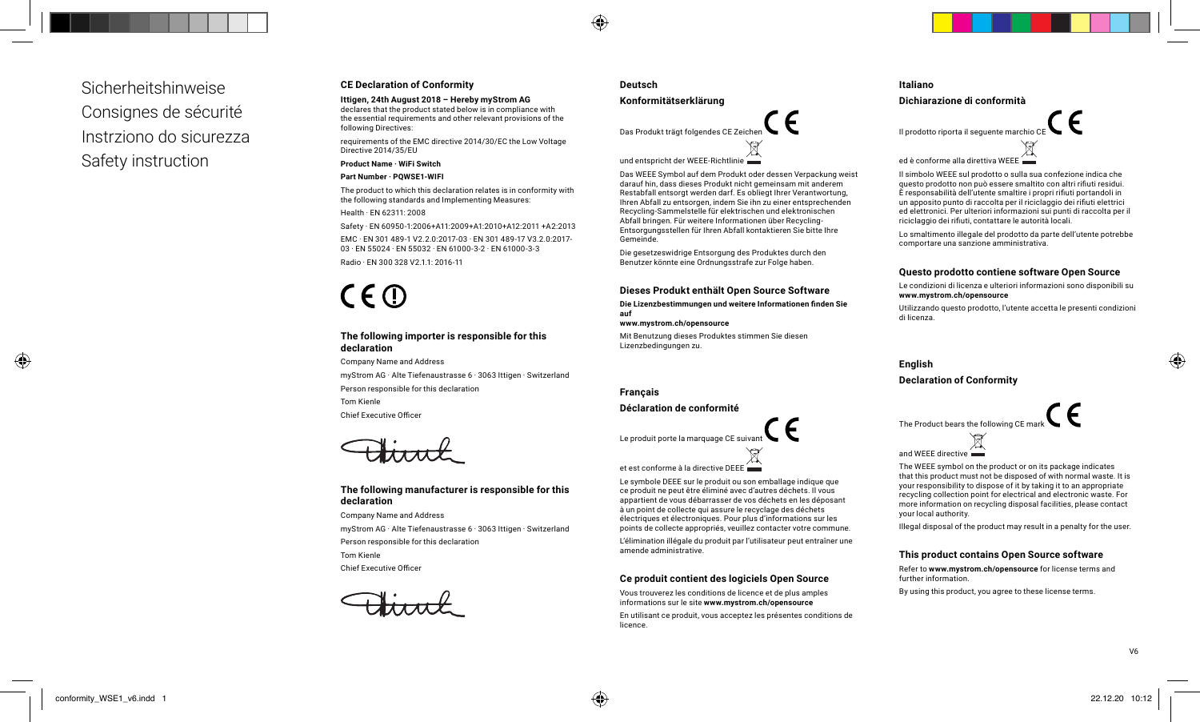Sicherheitshinweise
Consignes de sécurité
Instrziono do sicurezza
Safety instruction

## CE Declaration of Conformity

**Ittigen, 24th August 2018 – Hereby myStrom AG**
declares that the product stated below is in compliance with the essential requirements and other relevant provisions of the following Directives:

requirements of the EMC directive 2014/30/EC the Low Voltage Directive 2014/35/EU

**Product Name · WiFi Switch**

**Part Number · PQWSE1-WIFI**

The product to which this declaration relates is in conformity with the following standards and Implementing Measures:

Health · EN 62311: 2008

Safety · EN 60950-1:2006+A11:2009+A1:2010+A12:2011 +A2:2013

EMC · EN 301 489-1 V2.2.0:2017-03 · EN 301 489-17 V3.2.0:2017-03 · EN 55024 · EN 55032 · EN 61000-3-2 · EN 61000-3-3

Radio · EN 300 328 V2.1.1: 2016-11

### The following importer is responsible for this declaration

Company Name and Address

myStrom AG · Alte Tiefenaustrasse 6 · 3063 Ittigen · Switzerland

Person responsible for this declaration

Tom Kienle

Chief Executive Officer

### The following manufacturer is responsible for this declaration

Company Name and Address

myStrom AG · Alte Tiefenaustrasse 6 · 3063 Ittigen · Switzerland

Person responsible for this declaration

Tom Kienle

Chief Executive Officer

## Deutsch

### Konformitätserklärung

Das Produkt trägt folgendes CE Zeichen

und entspricht der WEEE-Richtlinie

Das WEEE Symbol auf dem Produkt oder dessen Verpackung weist darauf hin, dass dieses Produkt nicht gemeinsam mit anderem Restabfall entsorgt werden darf. Es obliegt Ihrer Verantwortung, Ihren Abfall zu entsorgen, indem Sie ihn zu einer entsprechenden Recycling-Sammelstelle für elektrischen und elektronischen Abfall bringen. Für weitere Informationen über Recycling-Entsorgungsstellen für Ihren Abfall kontaktieren Sie bitte Ihre Gemeinde.

Die gesetzeswidrige Entsorgung des Produktes durch den Benutzer könnte eine Ordnungsstrafe zur Folge haben.

### Dieses Produkt enthält Open Source Software

**Die Lizenzbestimmungen und weitere Informationen finden Sie auf**
**www.mystrom.ch/opensource**

Mit Benutzung dieses Produktes stimmen Sie diesen Lizenzbedingungen zu.

## Français

### Déclaration de conformité

Le produit porte la marquage CE suivant

et est conforme à la directive DEEE

Le symbole DEEE sur le produit ou son emballage indique que ce produit ne peut être éliminé avec d'autres déchets. Il vous appartient de vous débarrasser de vos déchets en les déposant à un point de collecte qui assure le recyclage des déchets électriques et électroniques. Pour plus d'informations sur les points de collecte appropriés, veuillez contacter votre commune.

L'élimination illégale du produit par l'utilisateur peut entraîner une amende administrative.

### Ce produit contient des logiciels Open Source

Vous trouverez les conditions de licence et de plus amples informations sur le site **www.mystrom.ch/opensource**

En utilisant ce produit, vous acceptez les présentes conditions de licence.

## Italiano

### Dichiarazione di conformità

Il prodotto riporta il seguente marchio CE

ed è conforme alla direttiva WEEE

Il simbolo WEEE sul prodotto o sulla sua confezione indica che questo prodotto non può essere smaltito con altri rifiuti residui. È responsabilità dell'utente smaltire i propri rifiuti portandoli in un apposito punto di raccolta per il riciclaggio dei rifiuti elettrici ed elettronici. Per ulteriori informazioni sui punti di raccolta per il riciclaggio dei rifiuti, contattare le autorità locali.

Lo smaltimento illegale del prodotto da parte dell'utente potrebbe comportare una sanzione amministrativa.

### Questo prodotto contiene software Open Source

Le condizioni di licenza e ulteriori informazioni sono disponibili su **www.mystrom.ch/opensource**

Utilizzando questo prodotto, l'utente accetta le presenti condizioni di licenza.

## English

### Declaration of Conformity

The Product bears the following CE mark

and WEEE directive

The WEEE symbol on the product or on its package indicates that this product must not be disposed of with normal waste. It is your responsibility to dispose of it by taking it to an appropriate recycling collection point for electrical and electronic waste. For more information on recycling disposal facilities, please contact your local authority.

Illegal disposal of the product may result in a penalty for the user.

### This product contains Open Source software

Refer to **www.mystrom.ch/opensource** for license terms and further information.

By using this product, you agree to these license terms.

V6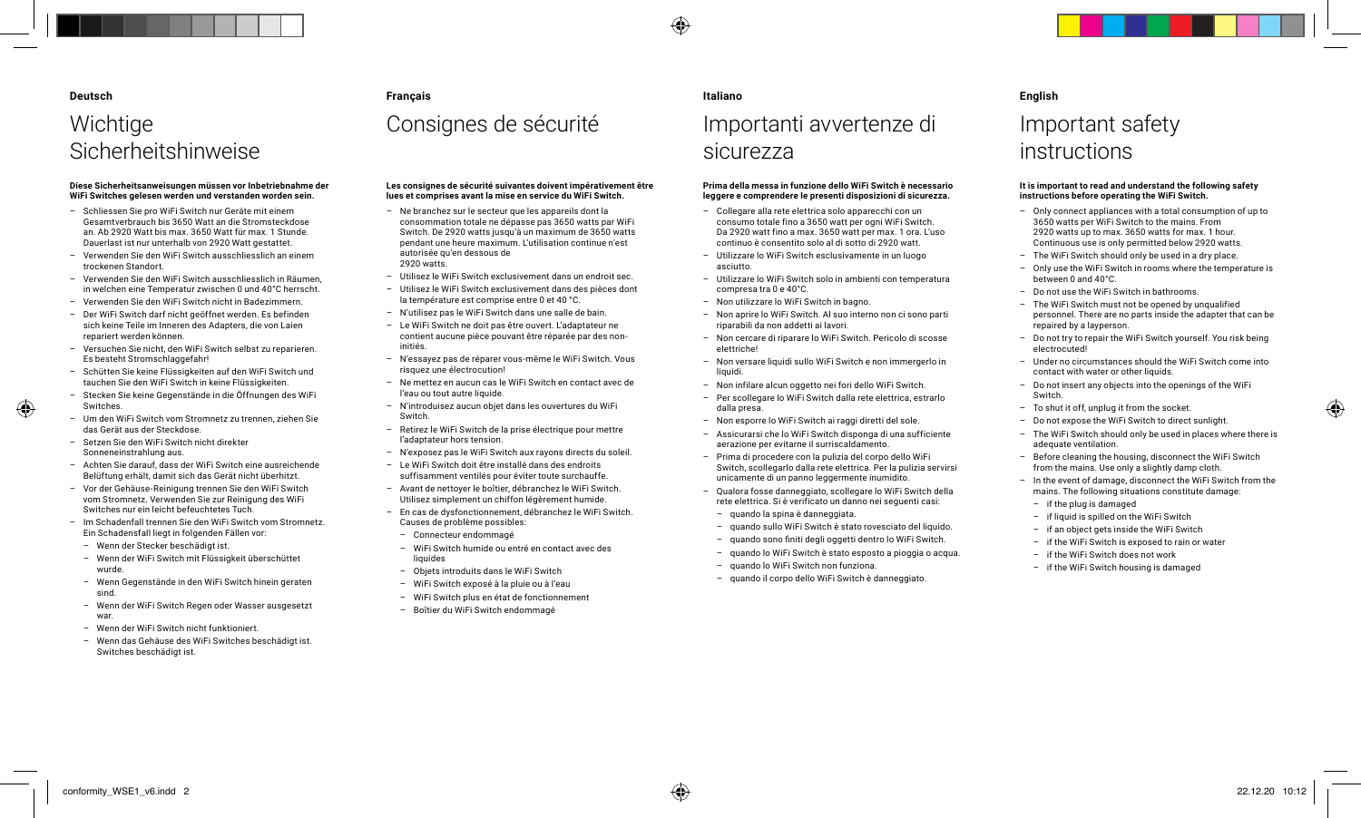**Deutsch**

# Wichtige Sicherheitshinweise

**Diese Sicherheitsanweisungen müssen vor Inbetriebnahme der WiFi Switches gelesen werden und verstanden worden sein.**

- Schliessen Sie pro WiFi Switch nur Geräte mit einem Gesamtverbrauch bis 3650 Watt an die Stromsteckdose an. Ab 2920 Watt bis max. 3650 Watt für max. 1 Stunde. Dauerlast ist nur unterhalb von 2920 Watt gestattet.
- Verwenden Sie den WiFi Switch ausschliesslich an einem trockenen Standort.
- Verwenden Sie den WiFi Switch ausschliesslich in Räumen, in welchen eine Temperatur zwischen 0 und 40°C herrscht.
- Verwenden Sie den WiFi Switch nicht in Badezimmern.
- Der WiFi Switch darf nicht geöffnet werden. Es befinden sich keine Teile im Inneren des Adapters, die von Laien repariert werden können.
- Versuchen Sie nicht, den WiFi Switch selbst zu reparieren. Es besteht Stromschlaggefahr!
- Schütten Sie keine Flüssigkeiten auf den WiFi Switch und tauchen Sie den WiFi Switch in keine Flüssigkeiten.
- Stecken Sie keine Gegenstände in die Öffnungen des WiFi Switches.
- Um den WiFi Switch vom Stromnetz zu trennen, ziehen Sie das Gerät aus der Steckdose.
- Setzen Sie den WiFi Switch nicht direkter Sonneneinstrahlung aus.
- Achten Sie darauf, dass der WiFi Switch eine ausreichende Belüftung erhält, damit sich das Gerät nicht überhitzt.
- Vor der Gehäuse-Reinigung trennen Sie den WiFi Switch vom Stromnetz. Verwenden Sie zur Reinigung des WiFi Switches nur ein leicht befeuchtetes Tuch.
- Im Schadenfall trennen Sie den WiFi Switch vom Stromnetz. Ein Schadensfall liegt in folgenden Fällen vor:
  - Wenn der Stecker beschädigt ist.
  - Wenn der WiFi Switch mit Flüssigkeit überschüttet wurde.
  - Wenn Gegenstände in den WiFi Switch hinein geraten sind.
  - Wenn der WiFi Switch Regen oder Wasser ausgesetzt war.
  - Wenn der WiFi Switch nicht funktioniert.
  - Wenn das Gehäuse des WiFi Switches beschädigt ist. Switches beschädigt ist.

**Français**

# Consignes de sécurité

**Les consignes de sécurité suivantes doivent impérativement être lues et comprises avant la mise en service du WiFi Switch.**

- Ne branchez sur le secteur que les appareils dont la consommation totale ne dépasse pas 3650 watts par WiFi Switch. De 2920 watts jusqu'à un maximum de 3650 watts pendant une heure maximum. L'utilisation continue n'est autorisée qu'en dessous de 2920 watts.
- Utilisez le WiFi Switch exclusivement dans un endroit sec.
- Utilisez le WiFi Switch exclusivement dans des pièces dont la température est comprise entre 0 et 40 °C.
- N'utilisez pas le WiFi Switch dans une salle de bain.
- Le WiFi Switch ne doit pas être ouvert. L'adaptateur ne contient aucune pièce pouvant être réparée par des non-initiés.
- N'essayez pas de réparer vous-même le WiFi Switch. Vous risquez une électrocution!
- Ne mettez en aucun cas le WiFi Switch en contact avec de l'eau ou tout autre liquide.
- N'introduisez aucun objet dans les ouvertures du WiFi Switch.
- Retirez le WiFi Switch de la prise électrique pour mettre l'adaptateur hors tension.
- N'exposez pas le WiFi Switch aux rayons directs du soleil.
- Le WiFi Switch doit être installé dans des endroits suffisamment ventilés pour éviter toute surchauffe.
- Avant de nettoyer le boîtier, débranchez le WiFi Switch. Utilisez simplement un chiffon légèrement humide.
- En cas de dysfonctionnement, débranchez le WiFi Switch. Causes de problème possibles:
  - Connecteur endommagé
  - WiFi Switch humide ou entré en contact avec des liquides
  - Objets introduits dans le WiFi Switch
  - WiFi Switch exposé à la pluie ou à l'eau
  - WiFi Switch plus en état de fonctionnement
  - Boîtier du WiFi Switch endommagé

**Italiano**

# Importanti avvertenze di sicurezza

**Prima della messa in funzione dello WiFi Switch è necessario leggere e comprendere le presenti disposizioni di sicurezza.**

- Collegare alla rete elettrica solo apparecchi con un consumo totale fino a 3650 watt per ogni WiFi Switch. Da 2920 watt fino a max. 3650 watt per max. 1 ora. L'uso continuo è consentito solo al di sotto di 2920 watt.
- Utilizzare lo WiFi Switch esclusivamente in un luogo asciutto.
- Utilizzare lo WiFi Switch solo in ambienti con temperatura compresa tra 0 e 40°C.
- Non utilizzare lo WiFi Switch in bagno.
- Non aprire lo WiFi Switch. Al suo interno non ci sono parti riparabili da non addetti ai lavori.
- Non cercare di riparare lo WiFi Switch. Pericolo di scosse elettriche!
- Non versare liquidi sullo WiFi Switch e non immergerlo in liquidi.
- Non infilare alcun oggetto nei fori dello WiFi Switch.
- Per scollegare lo WiFi Switch dalla rete elettrica, estrarlo dalla presa.
- Non esporre lo WiFi Switch ai raggi diretti del sole.
- Assicurarsi che lo WiFi Switch disponga di una sufficiente aerazione per evitarne il surriscaldamento.
- Prima di procedere con la pulizia del corpo dello WiFi Switch, scollegarlo dalla rete elettrica. Per la pulizia servirsi unicamente di un panno leggermente inumidito.
- Qualora fosse danneggiato, scollegare lo WiFi Switch della rete elettrica. Si è verificato un danno nei seguenti casi:
  - quando la spina è danneggiata.
  - quando sullo WiFi Switch è stato rovesciato del liquido.
  - quando sono finiti degli oggetti dentro lo WiFi Switch.
  - quando lo WiFi Switch è stato esposto a pioggia o acqua.
  - quando lo WiFi Switch non funziona.
  - quando il corpo dello WiFi Switch è danneggiato.

**English**

# Important safety instructions

**It is important to read and understand the following safety instructions before operating the WiFi Switch.**

- Only connect appliances with a total consumption of up to 3650 watts per WiFi Switch to the mains. From 2920 watts up to max. 3650 watts for max. 1 hour. Continuous use is only permitted below 2920 watts.
- The WiFi Switch should only be used in a dry place.
- Only use the WiFi Switch in rooms where the temperature is between 0 and 40°C.
- Do not use the WiFi Switch in bathrooms.
- The WiFi Switch must not be opened by unqualified personnel. There are no parts inside the adapter that can be repaired by a layperson.
- Do not try to repair the WiFi Switch yourself. You risk being electrocuted!
- Under no circumstances should the WiFi Switch come into contact with water or other liquids.
- Do not insert any objects into the openings of the WiFi Switch.
- To shut it off, unplug it from the socket.
- Do not expose the WiFi Switch to direct sunlight.
- The WiFi Switch should only be used in places where there is adequate ventilation.
- Before cleaning the housing, disconnect the WiFi Switch from the mains. Use only a slightly damp cloth.
- In the event of damage, disconnect the WiFi Switch from the mains. The following situations constitute damage:
  - if the plug is damaged
  - if liquid is spilled on the WiFi Switch
  - if an object gets inside the WiFi Switch
  - if the WiFi Switch is exposed to rain or water
  - if the WiFi Switch does not work
  - if the WiFi Switch housing is damaged